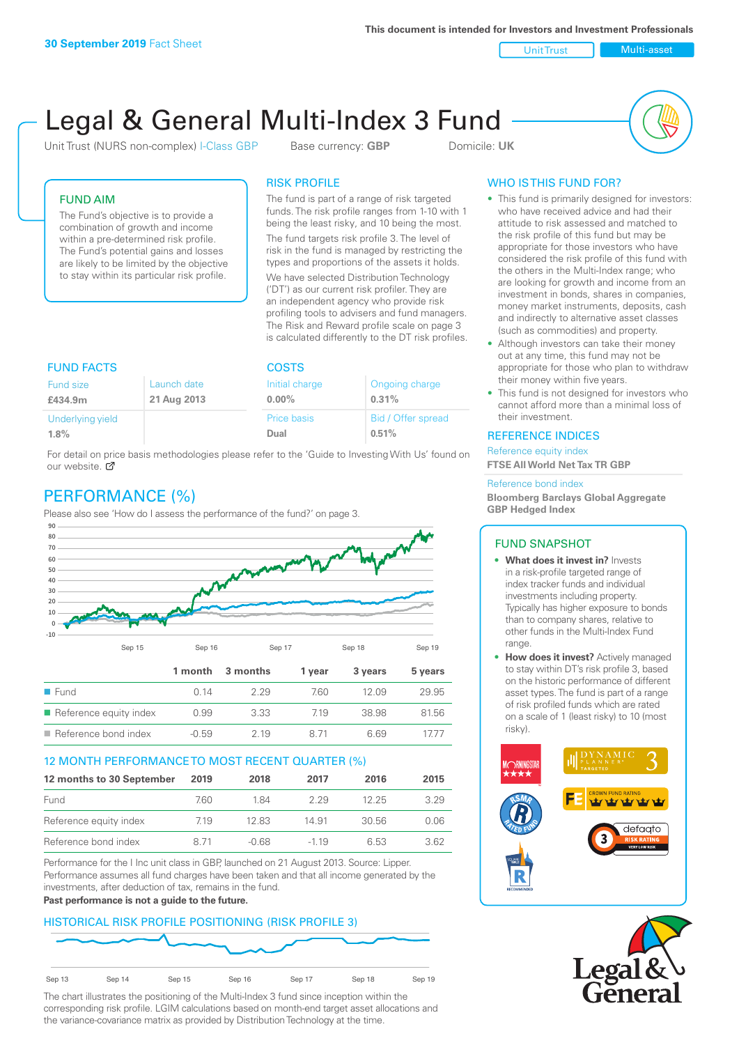This document is intended for Investors and Investment Professionals

**30 September 2019** Fact Sheet

Unit Trust | Multi-asset

# Legal & General Multi-Index 3 Fund

Unit Trust (NURS non-complex) I-Class GBP    Base currency: **GBP**    Domicile: **UK**

## FUND AIM

The Fund's objective is to provide a combination of growth and income within a pre-determined risk profile. The Fund's potential gains and losses are likely to be limited by the objective to stay within its particular risk profile.

## RISK PROFILE

The fund is part of a range of risk targeted funds. The risk profile ranges from 1-10 with 1 being the least risky, and 10 being the most.

The fund targets risk profile 3. The level of risk in the fund is managed by restricting the types and proportions of the assets it holds. We have selected Distribution Technology ('DT') as our current risk profiler. They are an independent agency who provide risk profiling tools to advisers and fund managers. The Risk and Reward profile scale on page 3 is calculated differently to the DT risk profiles.

## WHO IS THIS FUND FOR?

- This fund is primarily designed for investors: who have received advice and had their attitude to risk assessed and matched to the risk profile of this fund but may be appropriate for those investors who have considered the risk profile of this fund with the others in the Multi-Index range; who are looking for growth and income from an investment in bonds, shares in companies, money market instruments, deposits, cash and indirectly to alternative asset classes (such as commodities) and property.
- Although investors can take their money out at any time, this fund may not be appropriate for those who plan to withdraw their money within five years.
- This fund is not designed for investors who cannot afford more than a minimal loss of their investment.

## FUND FACTS

| Fund size | Launch date |
|---|---|
| **£434.9m** | **21 Aug 2013** |
| Underlying yield | |
| **1.8%** | |

## COSTS

| Initial charge | Ongoing charge |
|---|---|
| **0.00%** | **0.31%** |
| Price basis | Bid / Offer spread |
| **Dual** | **0.51%** |

For detail on price basis methodologies please refer to the 'Guide to Investing With Us' found on our website.

## REFERENCE INDICES

Reference equity index
**FTSE All World Net Tax TR GBP**

Reference bond index
**Bloomberg Barclays Global Aggregate GBP Hedged Index**

## PERFORMANCE (%)

Please also see 'How do I assess the performance of the fund?' on page 3.

| | 1 month | 3 months | 1 year | 3 years | 5 years |
|---|---|---|---|---|---|
| Fund | 0.14 | 2.29 | 7.60 | 12.09 | 29.95 |
| Reference equity index | 0.99 | 3.33 | 7.19 | 38.98 | 81.56 |
| Reference bond index | -0.59 | 2.19 | 8.71 | 6.69 | 17.77 |

### 12 MONTH PERFORMANCE TO MOST RECENT QUARTER (%)

| 12 months to 30 September | 2019 | 2018 | 2017 | 2016 | 2015 |
|---|---|---|---|---|---|
| Fund | 7.60 | 1.84 | 2.29 | 12.25 | 3.29 |
| Reference equity index | 7.19 | 12.83 | 14.91 | 30.56 | 0.06 |
| Reference bond index | 8.71 | -0.68 | -1.19 | 6.53 | 3.62 |

Performance for the I Inc unit class in GBP, launched on 21 August 2013. Source: Lipper. Performance assumes all fund charges have been taken and that all income generated by the investments, after deduction of tax, remains in the fund.

**Past performance is not a guide to the future.**

## FUND SNAPSHOT

- **What does it invest in?** Invests in a risk-profile targeted range of index tracker funds and individual investments including property. Typically has higher exposure to bonds than to company shares, relative to other funds in the Multi-Index Fund range.
- **How does it invest?** Actively managed to stay within DT's risk profile 3, based on the historic performance of different asset types. The fund is part of a range of risk profiled funds which are rated on a scale of 1 (least risky) to 10 (most risky).

### HISTORICAL RISK PROFILE POSITIONING (RISK PROFILE 3)

The chart illustrates the positioning of the Multi-Index 3 fund since inception within the corresponding risk profile. LGIM calculations based on month-end target asset allocations and the variance-covariance matrix as provided by Distribution Technology at the time.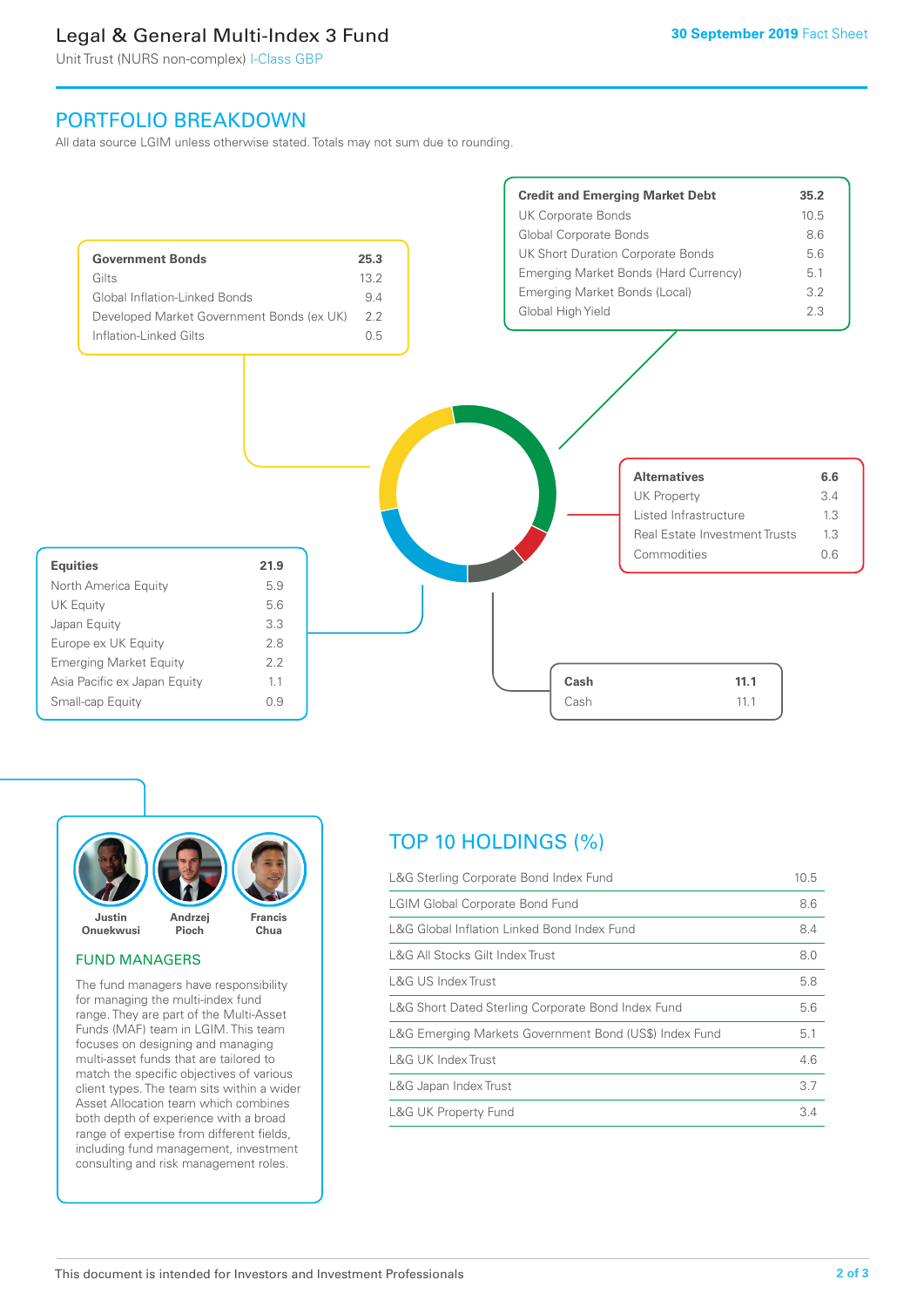# Legal & General Multi-Index 3 Fund

Unit Trust (NURS non-complex) I-Class GBP

30 September 2019 Fact Sheet

## PORTFOLIO BREAKDOWN

All data source LGIM unless otherwise stated. Totals may not sum due to rounding.

| Government Bonds | 25.3 |
|---|---|
| Gilts | 13.2 |
| Global Inflation-Linked Bonds | 9.4 |
| Developed Market Government Bonds (ex UK) | 2.2 |
| Inflation-Linked Gilts | 0.5 |

| Credit and Emerging Market Debt | 35.2 |
|---|---|
| UK Corporate Bonds | 10.5 |
| Global Corporate Bonds | 8.6 |
| UK Short Duration Corporate Bonds | 5.6 |
| Emerging Market Bonds (Hard Currency) | 5.1 |
| Emerging Market Bonds (Local) | 3.2 |
| Global High Yield | 2.3 |

| Alternatives | 6.6 |
|---|---|
| UK Property | 3.4 |
| Listed Infrastructure | 1.3 |
| Real Estate Investment Trusts | 1.3 |
| Commodities | 0.6 |

| Equities | 21.9 |
|---|---|
| North America Equity | 5.9 |
| UK Equity | 5.6 |
| Japan Equity | 3.3 |
| Europe ex UK Equity | 2.8 |
| Emerging Market Equity | 2.2 |
| Asia Pacific ex Japan Equity | 1.1 |
| Small-cap Equity | 0.9 |

| Cash | 11.1 |
|---|---|
| Cash | 11.1 |

Justin Onuekwusi, Andrzej Pioch, Francis Chua

### FUND MANAGERS

The fund managers have responsibility for managing the multi-index fund range. They are part of the Multi-Asset Funds (MAF) team in LGIM. This team focuses on designing and managing multi-asset funds that are tailored to match the specific objectives of various client types. The team sits within a wider Asset Allocation team which combines both depth of experience with a broad range of expertise from different fields, including fund management, investment consulting and risk management roles.

## TOP 10 HOLDINGS (%)

| Holding | % |
|---|---|
| L&G Sterling Corporate Bond Index Fund | 10.5 |
| LGIM Global Corporate Bond Fund | 8.6 |
| L&G Global Inflation Linked Bond Index Fund | 8.4 |
| L&G All Stocks Gilt Index Trust | 8.0 |
| L&G US Index Trust | 5.8 |
| L&G Short Dated Sterling Corporate Bond Index Fund | 5.6 |
| L&G Emerging Markets Government Bond (US$) Index Fund | 5.1 |
| L&G UK Index Trust | 4.6 |
| L&G Japan Index Trust | 3.7 |
| L&G UK Property Fund | 3.4 |

This document is intended for Investors and Investment Professionals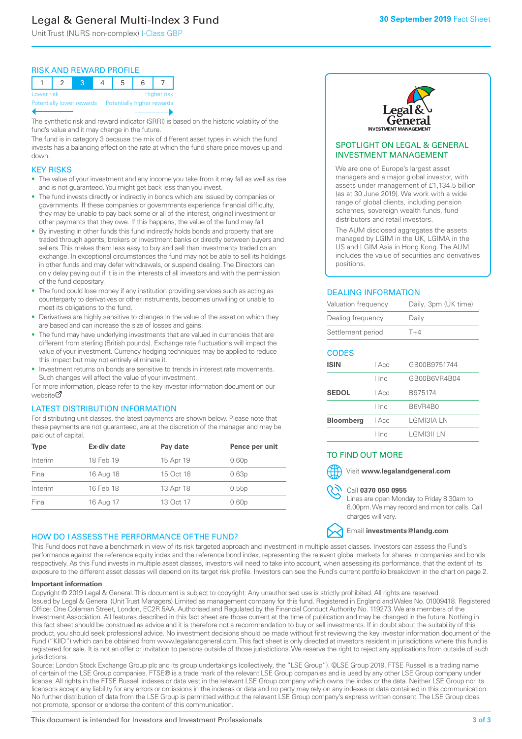# Legal & General Multi-Index 3 Fund

Unit Trust (NURS non-complex) I-Class GBP

**30 September 2019** Fact Sheet

## RISK AND REWARD PROFILE

| 1 | 2 | 3 | 4 | 5 | 6 | 7 |
|---|---|---|---|---|---|---|

Lower risk — Higher risk

Potentially lower rewards — Potentially higher rewards

The synthetic risk and reward indicator (SRRI) is based on the historic volatility of the fund's value and it may change in the future.

The fund is in category 3 because the mix of different asset types in which the fund invests has a balancing effect on the rate at which the fund share price moves up and down.

## KEY RISKS

- The value of your investment and any income you take from it may fall as well as rise and is not guaranteed. You might get back less than you invest.
- The fund invests directly or indirectly in bonds which are issued by companies or governments. If these companies or governments experience financial difficulty, they may be unable to pay back some or all of the interest, original investment or other payments that they owe. If this happens, the value of the fund may fall.
- By investing in other funds this fund indirectly holds bonds and property that are traded through agents, brokers or investment banks or directly between buyers and sellers. This makes them less easy to buy and sell than investments traded on an exchange. In exceptional circumstances the fund may not be able to sell its holdings in other funds and may defer withdrawals, or suspend dealing. The Directors can only delay paying out if it is in the interests of all investors and with the permission of the fund depositary.
- The fund could lose money if any institution providing services such as acting as counterparty to derivatives or other instruments, becomes unwilling or unable to meet its obligations to the fund.
- Derivatives are highly sensitive to changes in the value of the asset on which they are based and can increase the size of losses and gains.
- The fund may have underlying investments that are valued in currencies that are different from sterling (British pounds). Exchange rate fluctuations will impact the value of your investment. Currency hedging techniques may be applied to reduce this impact but may not entirely eliminate it.
- Investment returns on bonds are sensitive to trends in interest rate movements. Such changes will affect the value of your investment.

For more information, please refer to the key investor information document on our website

## LATEST DISTRIBUTION INFORMATION

For distributing unit classes, the latest payments are shown below. Please note that these payments are not guaranteed, are at the discretion of the manager and may be paid out of capital.

| Type | Ex-div date | Pay date | Pence per unit |
|---|---|---|---|
| Interim | 18 Feb 19 | 15 Apr 19 | 0.60p |
| Final | 16 Aug 18 | 15 Oct 18 | 0.63p |
| Interim | 16 Feb 18 | 13 Apr 18 | 0.55p |
| Final | 16 Aug 17 | 13 Oct 17 | 0.60p |

## SPOTLIGHT ON LEGAL & GENERAL INVESTMENT MANAGEMENT

We are one of Europe's largest asset managers and a major global investor, with assets under management of £1,134.5 billion (as at 30 June 2019). We work with a wide range of global clients, including pension schemes, sovereign wealth funds, fund distributors and retail investors.

The AUM disclosed aggregates the assets managed by LGIM in the UK, LGIMA in the US and LGIM Asia in Hong Kong. The AUM includes the value of securities and derivatives positions.

## DEALING INFORMATION

| | |
|---|---|
| Valuation frequency | Daily, 3pm (UK time) |
| Dealing frequency | Daily |
| Settlement period | T+4 |

## CODES

| | | |
|---|---|---|
| **ISIN** | I Acc | GB00B9751744 |
| | I Inc | GB00B6VR4B04 |
| **SEDOL** | I Acc | B975174 |
| | I Inc | B6VR4B0 |
| **Bloomberg** | I Acc | LGMI3IA LN |
| | I Inc | LGMI3II LN |

## TO FIND OUT MORE

Visit **www.legalandgeneral.com**

Call **0370 050 0955**
Lines are open Monday to Friday 8.30am to 6.00pm. We may record and monitor calls. Call charges will vary.

Email **investments@landg.com**

## HOW DO I ASSESS THE PERFORMANCE OF THE FUND?

This Fund does not have a benchmark in view of its risk targeted approach and investment in multiple asset classes. Investors can assess the Fund's performance against the reference equity index and the reference bond index, representing the relevant global markets for shares in companies and bonds respectively. As this Fund invests in multiple asset classes, investors will need to take into account, when assessing its performance, that the extent of its exposure to the different asset classes will depend on its target risk profile. Investors can see the Fund's current portfolio breakdown in the chart on page 2.

#### Important information

Copyright © 2019 Legal & General. This document is subject to copyright. Any unauthorised use is strictly prohibited. All rights are reserved.

Issued by Legal & General (Unit Trust Managers) Limited as management company for this fund. Registered in England and Wales No. 01009418. Registered Office: One Coleman Street, London, EC2R 5AA. Authorised and Regulated by the Financial Conduct Authority No. 119273. We are members of the Investment Association. All features described in this fact sheet are those current at the time of publication and may be changed in the future. Nothing in this fact sheet should be construed as advice and it is therefore not a recommendation to buy or sell investments. If in doubt about the suitability of this product, you should seek professional advice. No investment decisions should be made without first reviewing the key investor information document of the Fund ("KIID") which can be obtained from www.legalandgeneral.com. This fact sheet is only directed at investors resident in jurisdictions where this fund is registered for sale. It is not an offer or invitation to persons outside of those jurisdictions. We reserve the right to reject any applications from outside of such jurisdictions.

Source: London Stock Exchange Group plc and its group undertakings (collectively, the "LSE Group"). ©LSE Group 2019. FTSE Russell is a trading name of certain of the LSE Group companies. FTSE® is a trade mark of the relevant LSE Group companies and is used by any other LSE Group company under license. All rights in the FTSE Russell indexes or data vest in the relevant LSE Group company which owns the index or the data. Neither LSE Group nor its licensors accept any liability for any errors or omissions in the indexes or data and no party may rely on any indexes or data contained in this communication. No further distribution of data from the LSE Group is permitted without the relevant LSE Group company's express written consent. The LSE Group does not promote, sponsor or endorse the content of this communication.

This document is intended for Investors and Investment Professionals